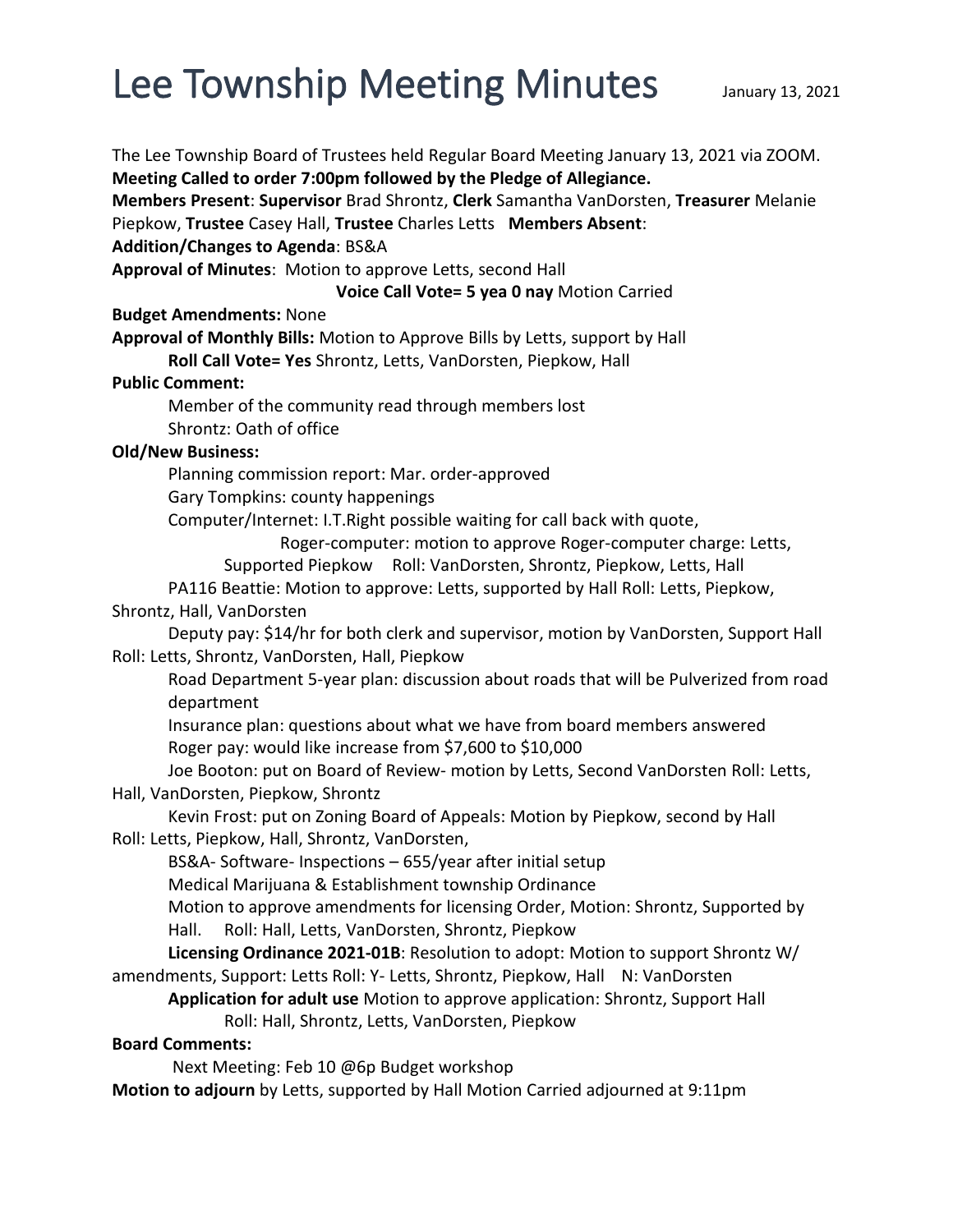# Lee Township Meeting Minutes

January 13, 2021

The Lee Township Board of Trustees held Regular Board Meeting January 13, 2021 via ZOOM.
**Meeting Called to order 7:00pm followed by the Pledge of Allegiance.**
**Members Present**: **Supervisor** Brad Shrontz, **Clerk** Samantha VanDorsten, **Treasurer** Melanie Piepkow, **Trustee** Casey Hall, **Trustee** Charles Letts **Members Absent**:
**Addition/Changes to Agenda**: BS&A
**Approval of Minutes**: Motion to approve Letts, second Hall
**Voice Call Vote= 5 yea 0 nay** Motion Carried
**Budget Amendments:** None
**Approval of Monthly Bills:** Motion to Approve Bills by Letts, support by Hall
**Roll Call Vote= Yes** Shrontz, Letts, VanDorsten, Piepkow, Hall
**Public Comment:**
Member of the community read through members lost
Shrontz: Oath of office
**Old/New Business:**
Planning commission report: Mar. order-approved
Gary Tompkins: county happenings
Computer/Internet: I.T.Right possible waiting for call back with quote,
Roger-computer: motion to approve Roger-computer charge: Letts, Supported Piepkow Roll: VanDorsten, Shrontz, Piepkow, Letts, Hall
PA116 Beattie: Motion to approve: Letts, supported by Hall Roll: Letts, Piepkow, Shrontz, Hall, VanDorsten
Deputy pay: $14/hr for both clerk and supervisor, motion by VanDorsten, Support Hall Roll: Letts, Shrontz, VanDorsten, Hall, Piepkow
Road Department 5-year plan: discussion about roads that will be Pulverized from road department
Insurance plan: questions about what we have from board members answered
Roger pay: would like increase from $7,600 to $10,000
Joe Booton: put on Board of Review- motion by Letts, Second VanDorsten Roll: Letts, Hall, VanDorsten, Piepkow, Shrontz
Kevin Frost: put on Zoning Board of Appeals: Motion by Piepkow, second by Hall Roll: Letts, Piepkow, Hall, Shrontz, VanDorsten,
BS&A- Software- Inspections – 655/year after initial setup
Medical Marijuana & Establishment township Ordinance
Motion to approve amendments for licensing Order, Motion: Shrontz, Supported by Hall. Roll: Hall, Letts, VanDorsten, Shrontz, Piepkow
**Licensing Ordinance 2021-01B**: Resolution to adopt: Motion to support Shrontz W/ amendments, Support: Letts Roll: Y- Letts, Shrontz, Piepkow, Hall N: VanDorsten
**Application for adult use** Motion to approve application: Shrontz, Support Hall
Roll: Hall, Shrontz, Letts, VanDorsten, Piepkow
**Board Comments:**
Next Meeting: Feb 10 @6p Budget workshop
**Motion to adjourn** by Letts, supported by Hall Motion Carried adjourned at 9:11pm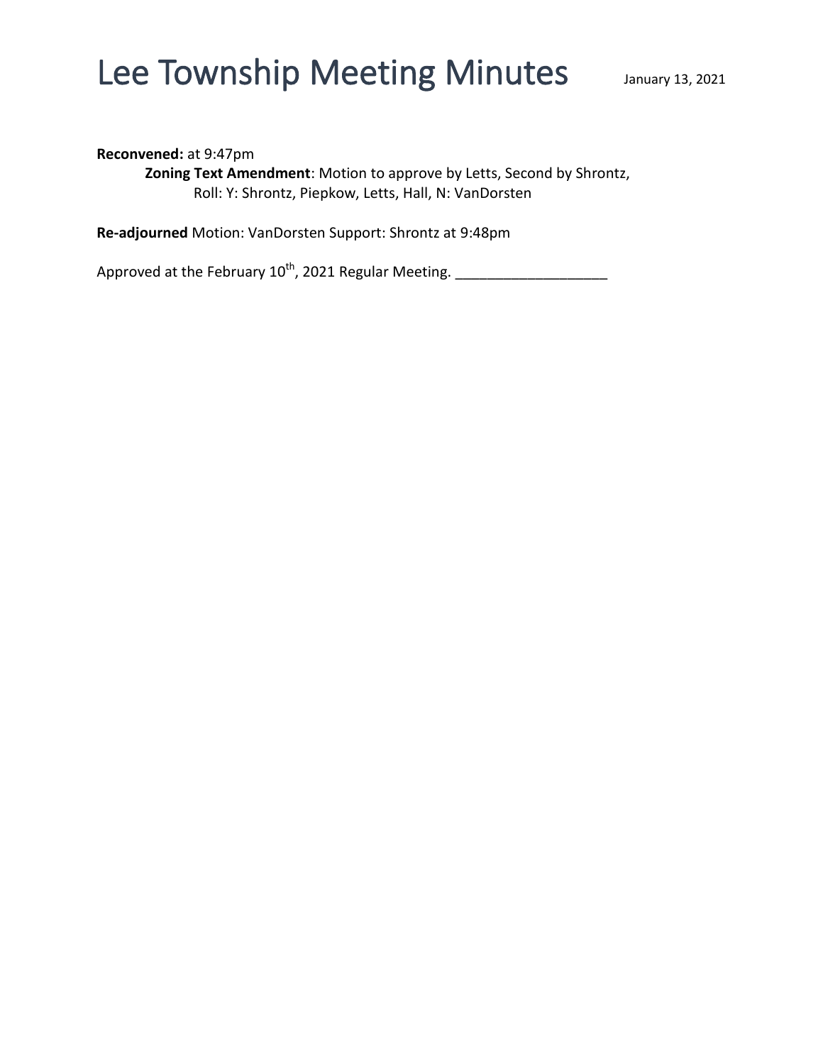**Reconvened:** at 9:47pm

**Zoning Text Amendment**: Motion to approve by Letts, Second by Shrontz, Roll: Y: Shrontz, Piepkow, Letts, Hall, N: VanDorsten

**Re-adjourned** Motion: VanDorsten Support: Shrontz at 9:48pm

Approved at the February 10th, 2021 Regular Meeting. ___________________